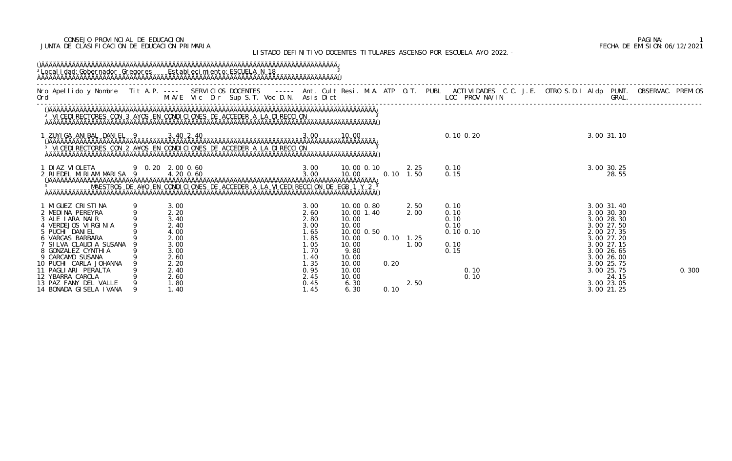CONSEJO PROVINCIAL DE EDUCACION
JUNTA DE CLASIFICACION DE EDUCACION PRIMARIA

FECHA DE EMISION:06/12/2021

LISTADO DEFINITIVO DOCENTES TITULARES ASCENSO POR ESCUELA A¥O 2022.-

Localidad:Gobernador Gregores Establecimiento:ESCUELA N 18

| Nro Ord | Apellido y Nombre | Tit | A.P. M.A/E | Vic | Dir | Sup | S.T. | Voc | D.N. | Ant. Asis | Cult Dict | Resi. | M.A. | ATP | O.T. | PUBL | ACTIVIDADES LOC | PROV | NA/IN | C.C. | J.E. | OTRO | S.D.I | Aldp | PUNT. GRAL. | OBSERVAC. | PREMIOS |
|---|---|---|---|---|---|---|---|---|---|---|---|---|---|---|---|---|---|---|---|---|---|---|---|---|---|---|---|
| **VICEDIRECTORES CON 3 A¥OS EN CONDICIONES DE ACCEDER A LA DIRECCION** | | | | | | | | | | | | | | | | | | | | | | | | | | | |
| 1 | ZU¥IGA ANIBAL DANIEL | 9 | | 3.40 | 2.40 | | | | | 3.00 | | 10.00 | | | | | 0.10 | 0.20 | | | | | | 3.00 | 31.10 | | |
| **VICEDIRECTORES CON 2 A¥OS EN CONDICIONES DE ACCEDER A LA DIRECCION** | | | | | | | | | | | | | | | | | | | | | | | | | | | |
| 1 | DIAZ VIOLETA | 9 | 0.20 | 2.00 | 0.60 | | | | | 3.00 | | 10.00 | 0.10 | | 2.25 | | 0.10 | | | | | | | 3.00 | 30.25 | | |
| 2 | RIEDEL MIRIAM MARISA | 9 | | 4.20 | 0.60 | | | | | 3.00 | | 10.00 | | 0.10 | 1.50 | | 0.15 | | | | | | | | 28.55 | | |
| **MAESTROS DE A¥O EN CONDICIONES DE ACCEDER A LA VICEDIRECCION DE EGB 1 Y 2** | | | | | | | | | | | | | | | | | | | | | | | | | | | |
| 1 | MIGUEZ CRISTINA | 9 | 3.00 | | | | | | | 3.00 | | 10.00 | 0.80 | | 2.50 | | 0.10 | | | | | | | 3.00 | 31.40 | | |
| 2 | MEDINA PEREYRA | 9 | 2.20 | | | | | | | 2.60 | | 10.00 | 1.40 | | 2.00 | | 0.10 | | | | | | | 3.00 | 30.30 | | |
| 3 | ALE IARA NAIR | 9 | 3.40 | | | | | | | 2.80 | | 10.00 | | | | | 0.10 | | | | | | | 3.00 | 28.30 | | |
| 4 | VERDEJOS VIRGINIA | 9 | 2.40 | | | | | | | 3.00 | | 10.00 | | | | | 0.10 | | | | | | | 3.00 | 27.50 | | |
| 5 | PUCHI DANIEL | 9 | 4.00 | | | | | | | 1.65 | | 10.00 | 0.50 | | | | 0.10 | 0.10 | | | | | | 2.00 | 27.35 | | |
| 6 | VARGAS BARBARA | 9 | 2.00 | | | | | | | 1.85 | | 10.00 | | 0.10 | 1.25 | | | | | | | | | 3.00 | 27.20 | | |
| 7 | SILVA CLAUDIA SUSANA | 9 | 3.00 | | | | | | | 1.05 | | 10.00 | | | 1.00 | | 0.10 | | | | | | | 3.00 | 27.15 | | |
| 8 | GONZALEZ CYNTHIA | 9 | 3.00 | | | | | | | 1.70 | | 9.80 | | | | | 0.15 | | | | | | | 3.00 | 26.65 | | |
| 9 | CARCAMO SUSANA | 9 | 2.60 | | | | | | | 1.40 | | 10.00 | | | | | | | | | | | | 3.00 | 26.00 | | |
| 10 | PUCHI CARLA JOHANNA | 9 | 2.20 | | | | | | | 1.35 | | 10.00 | | 0.20 | | | | | | | | | | 3.00 | 25.75 | | |
| 11 | PAGLIARI PERALTA | 9 | 2.40 | | | | | | | 0.95 | | 10.00 | | | | | | 0.10 | | | | | | 3.00 | 25.75 | | 0.300 |
| 12 | YBARRA CAROLA | 9 | 2.60 | | | | | | | 2.45 | | 10.00 | | | | | | 0.10 | | | | | | | 24.15 | | |
| 13 | PAZ FANY DEL VALLE | 9 | 1.80 | | | | | | | 0.45 | | 6.30 | | | 2.50 | | | | | | | | | 3.00 | 23.05 | | |
| 14 | BONADA GISELA IVANA | 9 | 1.40 | | | | | | | 1.45 | | 6.30 | | 0.10 | | | | | | | | | | 3.00 | 21.25 | | |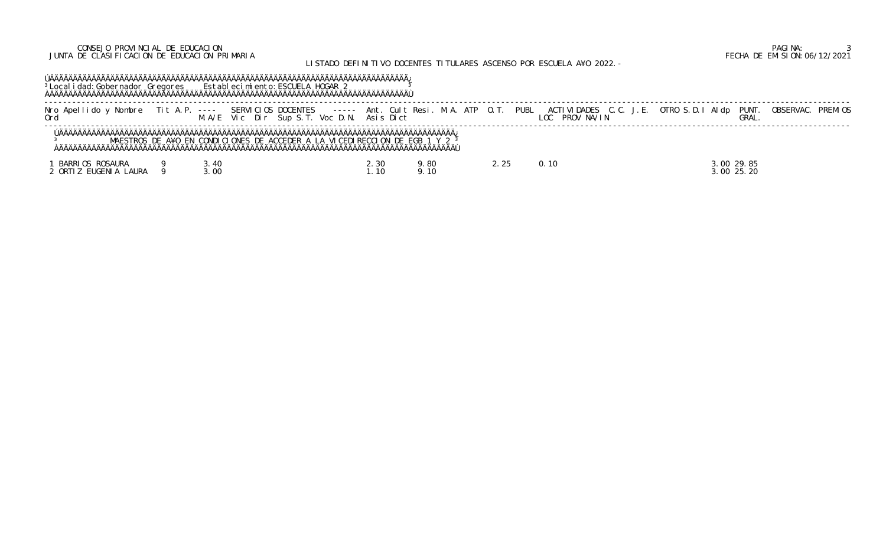CONSEJO PROVINCIAL DE EDUCACION
JUNTA DE CLASIFICACION DE EDUCACION PRIMARIA

LISTADO DEFINITIVO DOCENTES TITULARES ASCENSO POR ESCUELA A¥O 2022.-

FECHA DE EMISION:06/12/2021

Localidad: Gobernador Gregores     Establecimiento: ESCUELA HOGAR 2

MAESTROS DE A¥O EN CONDICIONES DE ACCEDER A LA VICEDIRECCION DE EGB 1 Y 2

| Nro Ord | Apellido y Nombre | Tit | A.P. | SERVICIOS DOCENTES M.A/E | Vic | Dir | Sup | S.T. | Voc | D.N. | Ant. Asis | Cult Dict | Resi. | M.A. | ATP | O.T. | PUBL | ACTIVIDADES LOC | PROV | NA/IN | C.C. | J.E. | OTRO | S.D.I | Aldp | PUNT. GRAL. | OBSERVAC. | PREMIOS |
|---|---|---|---|---|---|---|---|---|---|---|---|---|---|---|---|---|---|---|---|---|---|---|---|---|---|---|---|---|
| 1 | BARRIOS ROSAURA | 9 | | 3.40 | | | | | | | 2.30 | | 9.80 | | | 2.25 | | 0.10 | | | | | | | 3.00 | 29.85 | | |
| 2 | ORTIZ EUGENIA LAURA | 9 | | 3.00 | | | | | | | 1.10 | | 9.10 | | | | | | | | | | | | 3.00 | 25.20 | | |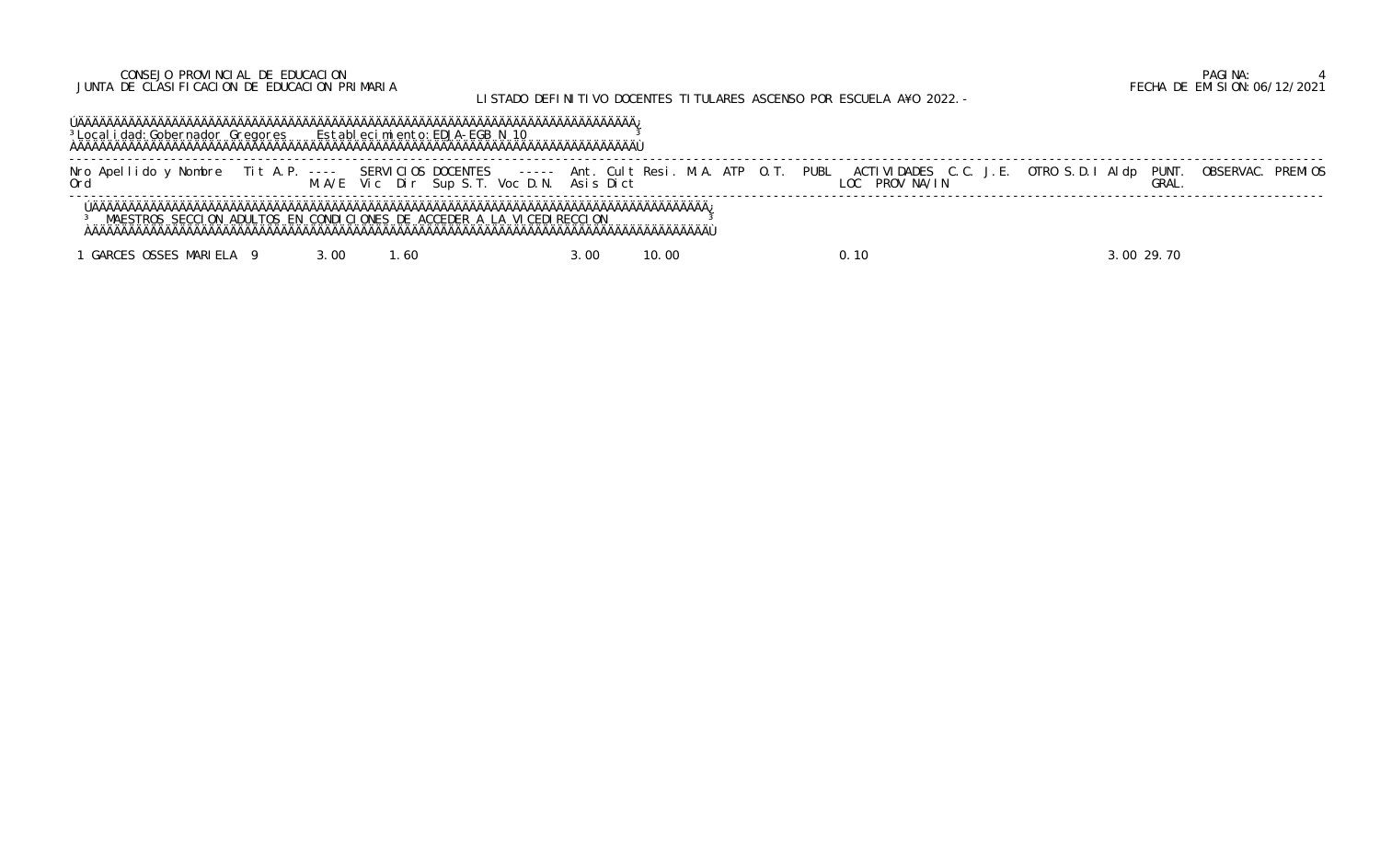CONSEJO PROVINCIAL DE EDUCACION
JUNTA DE CLASIFICACION DE EDUCACION PRIMARIA

LISTADO DEFINITIVO DOCENTES TITULARES ASCENSO POR ESCUELA AÑO 2022.-

FECHA DE EMISION: 06/12/2021

Localidad: Gobernador Gregores    Establecimiento: EDJA-EGB N 10

MAESTROS SECCION ADULTOS EN CONDICIONES DE ACCEDER A LA VICEDIRECCION

| Nro Ord | Apellido y Nombre | Tit | A.P. | SERVICIOS DOCENTES M.A/E | Vic | Dir | Sup | S.T. | Voc | D.N. | Ant. Asis | Cult Dict | Resi. | M.A. | ATP | O.T. | PUBL | ACTIVIDADES LOC | PROV | NA/IN | C.C. | J.E. | OTRO | S.D.I | Aldp | PUNT. GRAL. | OBSERVAC. | PREMIOS |
|---|---|---|---|---|---|---|---|---|---|---|---|---|---|---|---|---|---|---|---|---|---|---|---|---|---|---|---|---|
| 1 | GARCES OSSES MARIELA | 9 | | 3.00 | | 1.60 | | | | | 3.00 | | 10.00 | | | | | 0.10 | | | | | | | 3.00 | 29.70 | | |